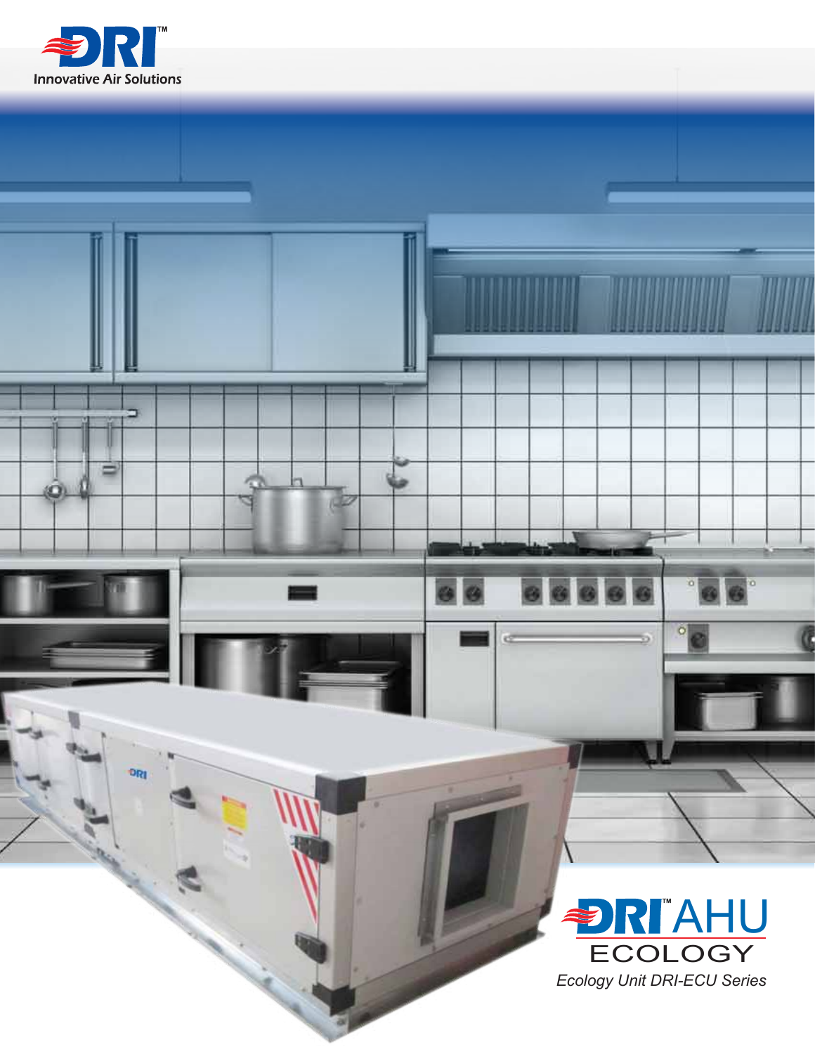DRI™

Innovative Air Solutions

# DRI™ AHU

## ECOLOGY

*Ecology Unit DRI-ECU Series*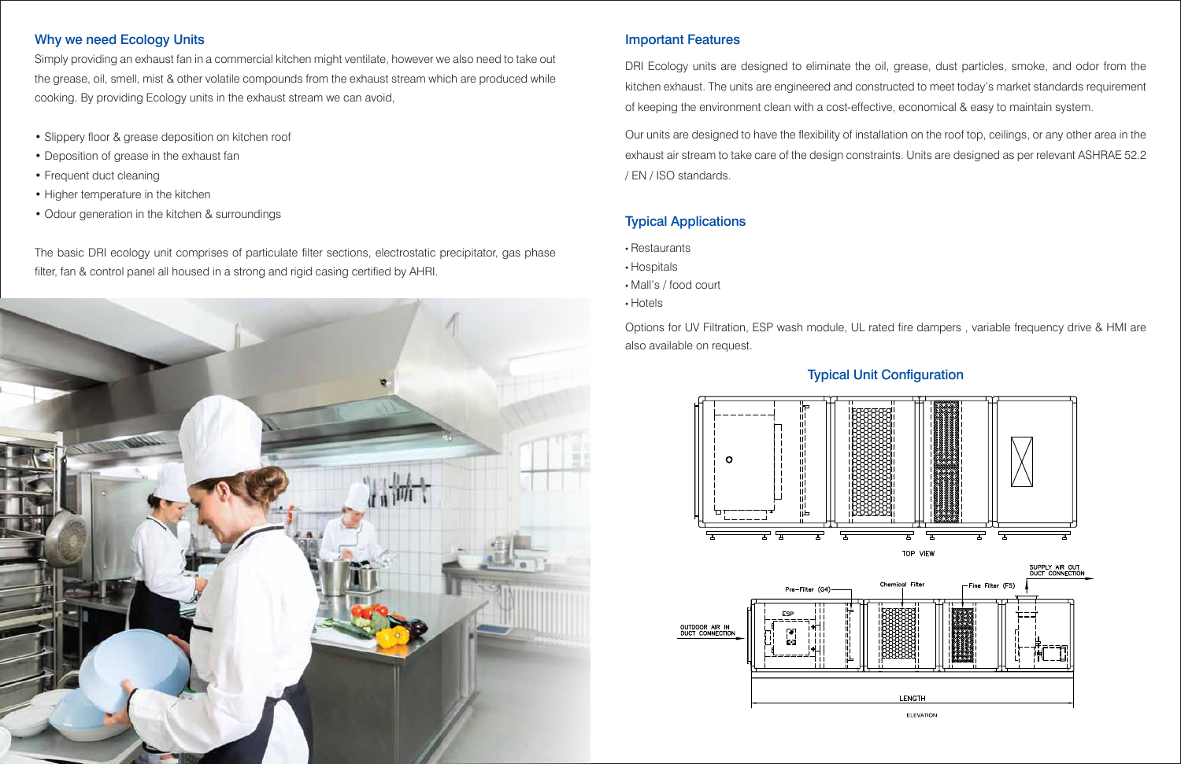## Why we need Ecology Units

Simply providing an exhaust fan in a commercial kitchen might ventilate, however we also need to take out the grease, oil, smell, mist & other volatile compounds from the exhaust stream which are produced while cooking. By providing Ecology units in the exhaust stream we can avoid,

- Slippery floor & grease deposition on kitchen roof
- Deposition of grease in the exhaust fan
- Frequent duct cleaning
- Higher temperature in the kitchen
- Odour generation in the kitchen & surroundings

The basic DRI ecology unit comprises of particulate filter sections, electrostatic precipitator, gas phase filter, fan & control panel all housed in a strong and rigid casing certified by AHRI.

## Important Features

DRI Ecology units are designed to eliminate the oil, grease, dust particles, smoke, and odor from the kitchen exhaust. The units are engineered and constructed to meet today's market standards requirement of keeping the environment clean with a cost-effective, economical & easy to maintain system.

Our units are designed to have the flexibility of installation on the roof top, ceilings, or any other area in the exhaust air stream to take care of the design constraints. Units are designed as per relevant ASHRAE 52.2 / EN / ISO standards.

## Typical Applications

- Restaurants
- Hospitals
- Mall's / food court
- Hotels

Options for UV Filtration, ESP wash module, UL rated fire dampers , variable frequency drive & HMI are also available on request.

## Typical Unit Configuration

TOP VIEW

OUTDOOR AIR IN DUCT CONNECTION — Pre-Filter (G4) — ESP — Chemical Filter — Fine Filter (F5) — SUPPLY AIR OUT DUCT CONNECTION

LENGTH

ELEVATION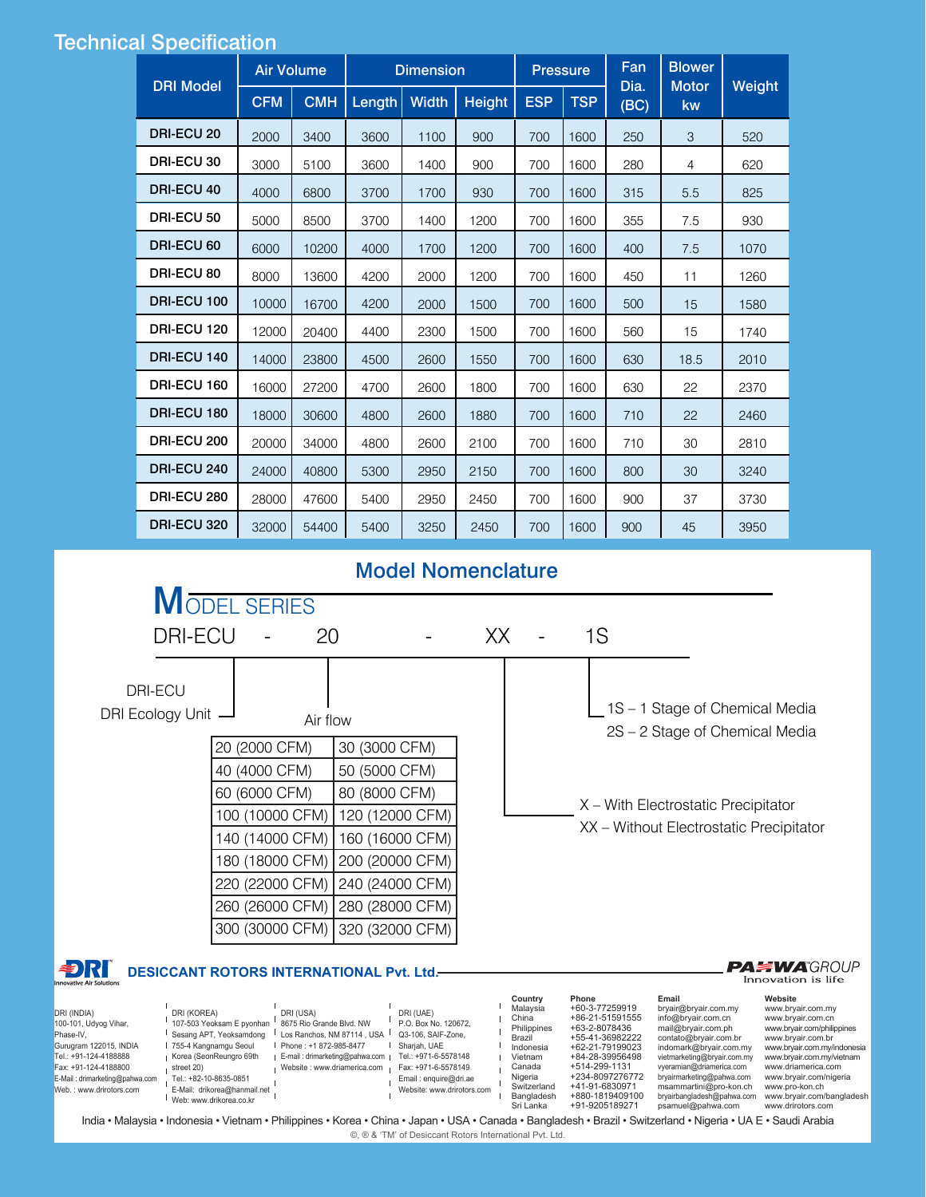## Technical Specification

| DRI Model | Air Volume | | Dimension | | | Pressure | | Fan Dia. (BC) | Blower Motor kw | Weight |
|---|---|---|---|---|---|---|---|---|---|---|
| | CFM | CMH | Length | Width | Height | ESP | TSP | | | |
| DRI-ECU 20 | 2000 | 3400 | 3600 | 1100 | 900 | 700 | 1600 | 250 | 3 | 520 |
| DRI-ECU 30 | 3000 | 5100 | 3600 | 1400 | 900 | 700 | 1600 | 280 | 4 | 620 |
| DRI-ECU 40 | 4000 | 6800 | 3700 | 1700 | 930 | 700 | 1600 | 315 | 5.5 | 825 |
| DRI-ECU 50 | 5000 | 8500 | 3700 | 1400 | 1200 | 700 | 1600 | 355 | 7.5 | 930 |
| DRI-ECU 60 | 6000 | 10200 | 4000 | 1700 | 1200 | 700 | 1600 | 400 | 7.5 | 1070 |
| DRI-ECU 80 | 8000 | 13600 | 4200 | 2000 | 1200 | 700 | 1600 | 450 | 11 | 1260 |
| DRI-ECU 100 | 10000 | 16700 | 4200 | 2000 | 1500 | 700 | 1600 | 500 | 15 | 1580 |
| DRI-ECU 120 | 12000 | 20400 | 4400 | 2300 | 1500 | 700 | 1600 | 560 | 15 | 1740 |
| DRI-ECU 140 | 14000 | 23800 | 4500 | 2600 | 1550 | 700 | 1600 | 630 | 18.5 | 2010 |
| DRI-ECU 160 | 16000 | 27200 | 4700 | 2600 | 1800 | 700 | 1600 | 630 | 22 | 2370 |
| DRI-ECU 180 | 18000 | 30600 | 4800 | 2600 | 1880 | 700 | 1600 | 710 | 22 | 2460 |
| DRI-ECU 200 | 20000 | 34000 | 4800 | 2600 | 2100 | 700 | 1600 | 710 | 30 | 2810 |
| DRI-ECU 240 | 24000 | 40800 | 5300 | 2950 | 2150 | 700 | 1600 | 800 | 30 | 3240 |
| DRI-ECU 280 | 28000 | 47600 | 5400 | 2950 | 2450 | 700 | 1600 | 900 | 37 | 3730 |
| DRI-ECU 320 | 32000 | 54400 | 5400 | 3250 | 2450 | 700 | 1600 | 900 | 45 | 3950 |

## Model Nomenclature

### MODEL SERIES

DRI-ECU - 20 - XX - 1S

DRI-ECU
DRI Ecology Unit

Air flow

| | |
|---|---|
| 20 (2000 CFM) | 30 (3000 CFM) |
| 40 (4000 CFM) | 50 (5000 CFM) |
| 60 (6000 CFM) | 80 (8000 CFM) |
| 100 (10000 CFM) | 120 (12000 CFM) |
| 140 (14000 CFM) | 160 (16000 CFM) |
| 180 (18000 CFM) | 200 (20000 CFM) |
| 220 (22000 CFM) | 240 (24000 CFM) |
| 260 (26000 CFM) | 280 (28000 CFM) |
| 300 (30000 CFM) | 320 (32000 CFM) |

X – With Electrostatic Precipitator
XX – Without Electrostatic Precipitator

1S – 1 Stage of Chemical Media
2S – 2 Stage of Chemical Media

**DESICCANT ROTORS INTERNATIONAL Pvt. Ltd.**

PAHWA GROUP — Innovation is life

DRI (INDIA)
100-101, Udyog Vihar, Phase-IV,
Gurugram 122015, INDIA
Tel.: +91-124-4188888
Fax: +91-124-4188800
E-Mail : drimarketing@pahwa.com
Web. : www.drirotors.com

DRI (KOREA)
107-503 Yeoksam E pyonhan Sesang APT, Yeoksamdong
755-4 Kangnamgu Seoul Korea (SeonReungro 69th street 20)
Tel.: +82-10-8635-0851
E-Mail: drikorea@hanmail.net
Web: www.drikorea.co.kr

DRI (USA)
8675 Rio Grande Blvd. NW
Los Ranchos, NM 87114 , USA
Phone : +1 872-985-8477
E-mail : drimarketing@pahwa.com
Website : www.driamerica.com

DRI (UAE)
P.O. Box No. 120672,
Q3-106, SAIF-Zone,
Sharjah, UAE
Tel.: +971-6-5578148
Fax: +971-6-5578149
Email : enquire@dri.ae
Website: www.drirotors.com

| Country | Phone | Email | Website |
|---|---|---|---|
| Malaysia | +60-3-77259919 | bryair@bryair.com.my | www.bryair.com.my |
| China | +86-21-51591555 | info@bryair.com.cn | www.bryair.com.cn |
| Philippines | +63-2-8078436 | mail@bryair.com.ph | www.bryair.com/philippines |
| Brazil | +55-41-36982222 | contato@bryair.com.br | www.bryair.com.br |
| Indonesia | +62-21-79199023 | indomark@bryair.com.my | www.bryair.com.my/indonesia |
| Vietnam | +84-28-39956498 | vietmarketing@bryair.com.my | www.bryair.com.my/vietnam |
| Canada | +514-299-1131 | vyeramian@driamerica.com | www.driamerica.com |
| Nigeria | +234-8097276772 | bryairmarketing@pahwa.com | www.bryair.com/nigeria |
| Switzerland | +41-91-6830971 | msammartini@pro-kon.ch | www.pro-kon.ch |
| Bangladesh | +880-1819409100 | bryairbangladesh@pahwa.com | www.bryair.com/bangladesh |
| Sri Lanka | +91-9205189271 | psamuel@pahwa.com | www.drirotors.com |

India • Malaysia • Indonesia • Vietnam • Philippines • Korea • China • Japan • USA • Canada • Bangladesh • Brazil • Switzerland • Nigeria • UA E • Saudi Arabia

©, ® & 'TM' of Desiccant Rotors International Pvt. Ltd.